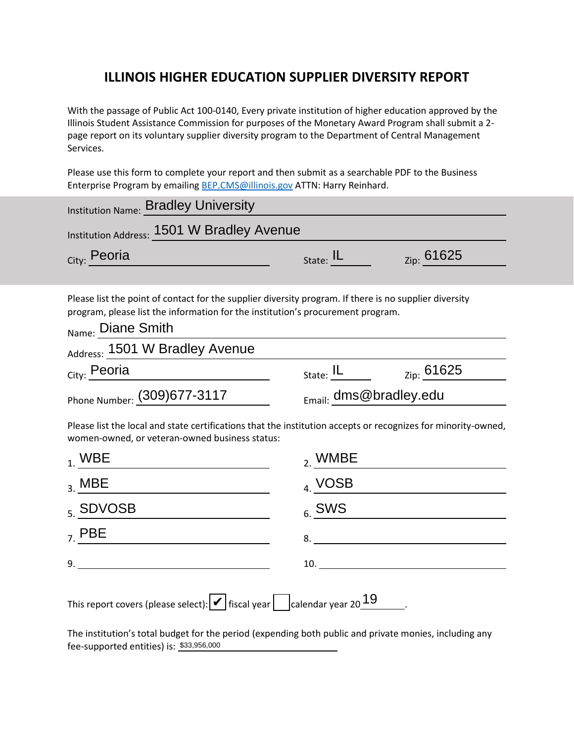# ILLINOIS HIGHER EDUCATION SUPPLIER DIVERSITY REPORT

With the passage of Public Act 100-0140, Every private institution of higher education approved by the Illinois Student Assistance Commission for purposes of the Monetary Award Program shall submit a 2-page report on its voluntary supplier diversity program to the Department of Central Management Services.

Please use this form to complete your report and then submit as a searchable PDF to the Business Enterprise Program by emailing [BEP.CMS@illinois.gov](mailto:BEP.CMS@illinois.gov) ATTN: Harry Reinhard.

Institution Name: Bradley University

Institution Address: 1501 W Bradley Avenue

City: Peoria State: IL Zip: 61625

Please list the point of contact for the supplier diversity program. If there is no supplier diversity program, please list the information for the institution's procurement program.

Name: Diane Smith

Address: 1501 W Bradley Avenue

City: Peoria State: IL Zip: 61625

Phone Number: (309)677-3117 Email: dms@bradley.edu

Please list the local and state certifications that the institution accepts or recognizes for minority-owned, women-owned, or veteran-owned business status:

1. WBE
2. WMBE
3. MBE
4. VOSB
5. SDVOSB
6. SWS
7. PBE
8. 
9. 
10. 

This report covers (please select): ☑ fiscal year ☐ calendar year 2019.

The institution's total budget for the period (expending both public and private monies, including any fee-supported entities) is: $33,956,000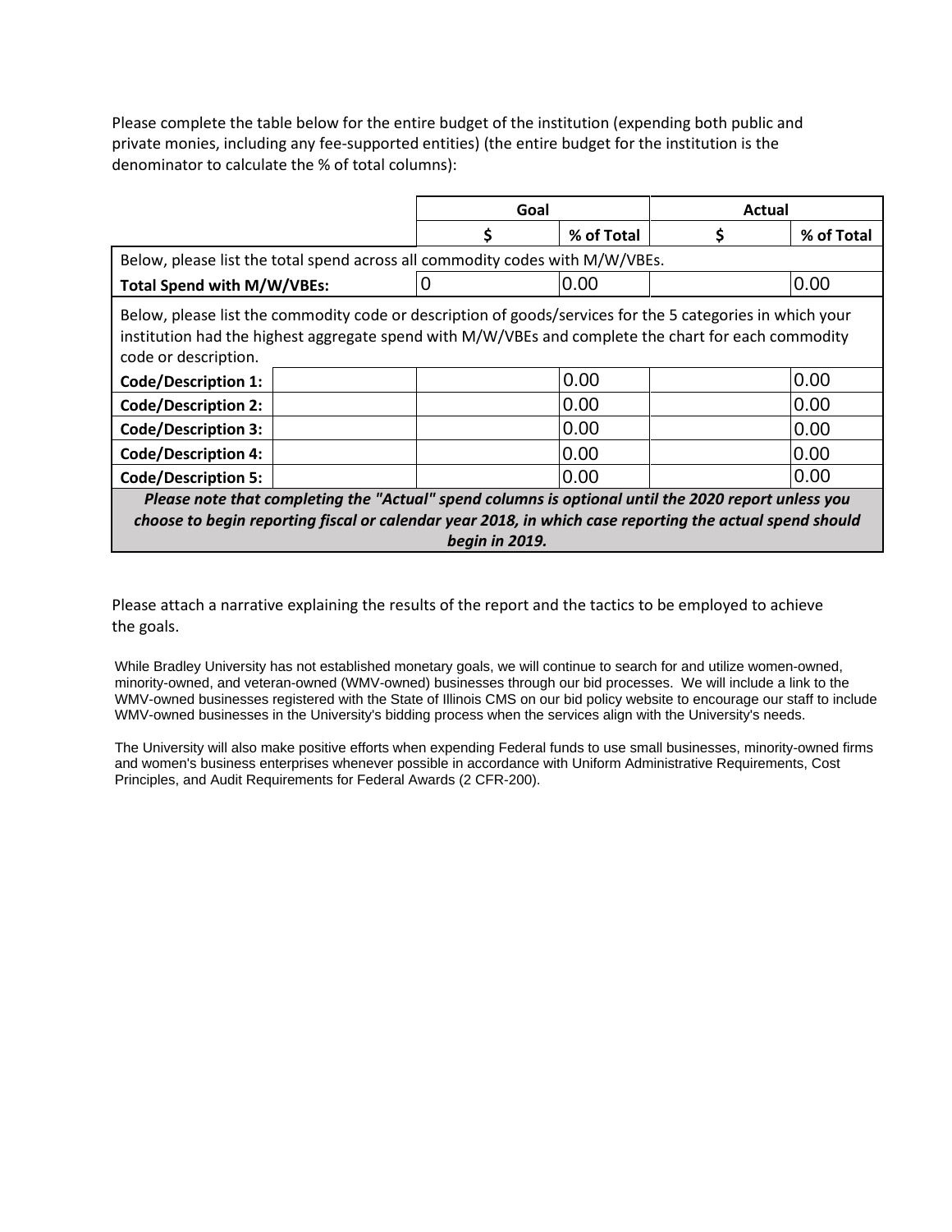Please complete the table below for the entire budget of the institution (expending both public and private monies, including any fee-supported entities) (the entire budget for the institution is the denominator to calculate the % of total columns):

| | | Goal | | Actual | |
|---|---|---|---|---|---|
| | | $ | % of Total | $ | % of Total |
| Below, please list the total spend across all commodity codes with M/W/VBEs. | | | | | |
| **Total Spend with M/W/VBEs:** | | 0 | 0.00 | | 0.00 |
| Below, please list the commodity code or description of goods/services for the 5 categories in which your institution had the highest aggregate spend with M/W/VBEs and complete the chart for each commodity code or description. | | | | | |
| **Code/Description 1:** | | | 0.00 | | 0.00 |
| **Code/Description 2:** | | | 0.00 | | 0.00 |
| **Code/Description 3:** | | | 0.00 | | 0.00 |
| **Code/Description 4:** | | | 0.00 | | 0.00 |
| **Code/Description 5:** | | | 0.00 | | 0.00 |
| ***Please note that completing the "Actual" spend columns is optional until the 2020 report unless you choose to begin reporting fiscal or calendar year 2018, in which case reporting the actual spend should begin in 2019.*** | | | | | |

Please attach a narrative explaining the results of the report and the tactics to be employed to achieve the goals.

While Bradley University has not established monetary goals, we will continue to search for and utilize women-owned, minority-owned, and veteran-owned (WMV-owned) businesses through our bid processes. We will include a link to the WMV-owned businesses registered with the State of Illinois CMS on our bid policy website to encourage our staff to include WMV-owned businesses in the University's bidding process when the services align with the University's needs.

The University will also make positive efforts when expending Federal funds to use small businesses, minority-owned firms and women's business enterprises whenever possible in accordance with Uniform Administrative Requirements, Cost Principles, and Audit Requirements for Federal Awards (2 CFR-200).